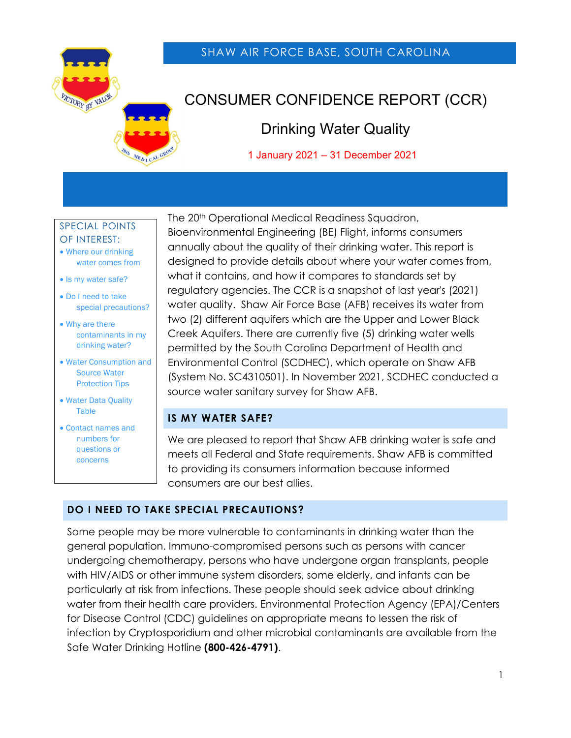SHAW AIR FORCE BASE, SOUTH CAROLINA

# CONSUMER CONFIDENCE REPORT (CCR)

## Drinking Water Quality

1 January 2021 – 31 December 2021

**SPECIAL POINTS OF INTEREST:**

- Where our drinking water comes from
- Is my water safe?
- Do I need to take special precautions?
- Why are there contaminants in my drinking water?
- Water Consumption and Source Water Protection Tips
- Water Data Quality Table
- Contact names and numbers for questions or concerns

The 20th Operational Medical Readiness Squadron, Bioenvironmental Engineering (BE) Flight, informs consumers annually about the quality of their drinking water. This report is designed to provide details about where your water comes from, what it contains, and how it compares to standards set by regulatory agencies. The CCR is a snapshot of last year's (2021) water quality. Shaw Air Force Base (AFB) receives its water from two (2) different aquifers which are the Upper and Lower Black Creek Aquifers. There are currently five (5) drinking water wells permitted by the South Carolina Department of Health and Environmental Control (SCDHEC), which operate on Shaw AFB (System No. SC4310501). In November 2021, SCDHEC conducted a source water sanitary survey for Shaw AFB.

## IS MY WATER SAFE?

We are pleased to report that Shaw AFB drinking water is safe and meets all Federal and State requirements. Shaw AFB is committed to providing its consumers information because informed consumers are our best allies.

## DO I NEED TO TAKE SPECIAL PRECAUTIONS?

Some people may be more vulnerable to contaminants in drinking water than the general population. Immuno-compromised persons such as persons with cancer undergoing chemotherapy, persons who have undergone organ transplants, people with HIV/AIDS or other immune system disorders, some elderly, and infants can be particularly at risk from infections. These people should seek advice about drinking water from their health care providers. Environmental Protection Agency (EPA)/Centers for Disease Control (CDC) guidelines on appropriate means to lessen the risk of infection by Cryptosporidium and other microbial contaminants are available from the Safe Water Drinking Hotline **(800-426-4791)**.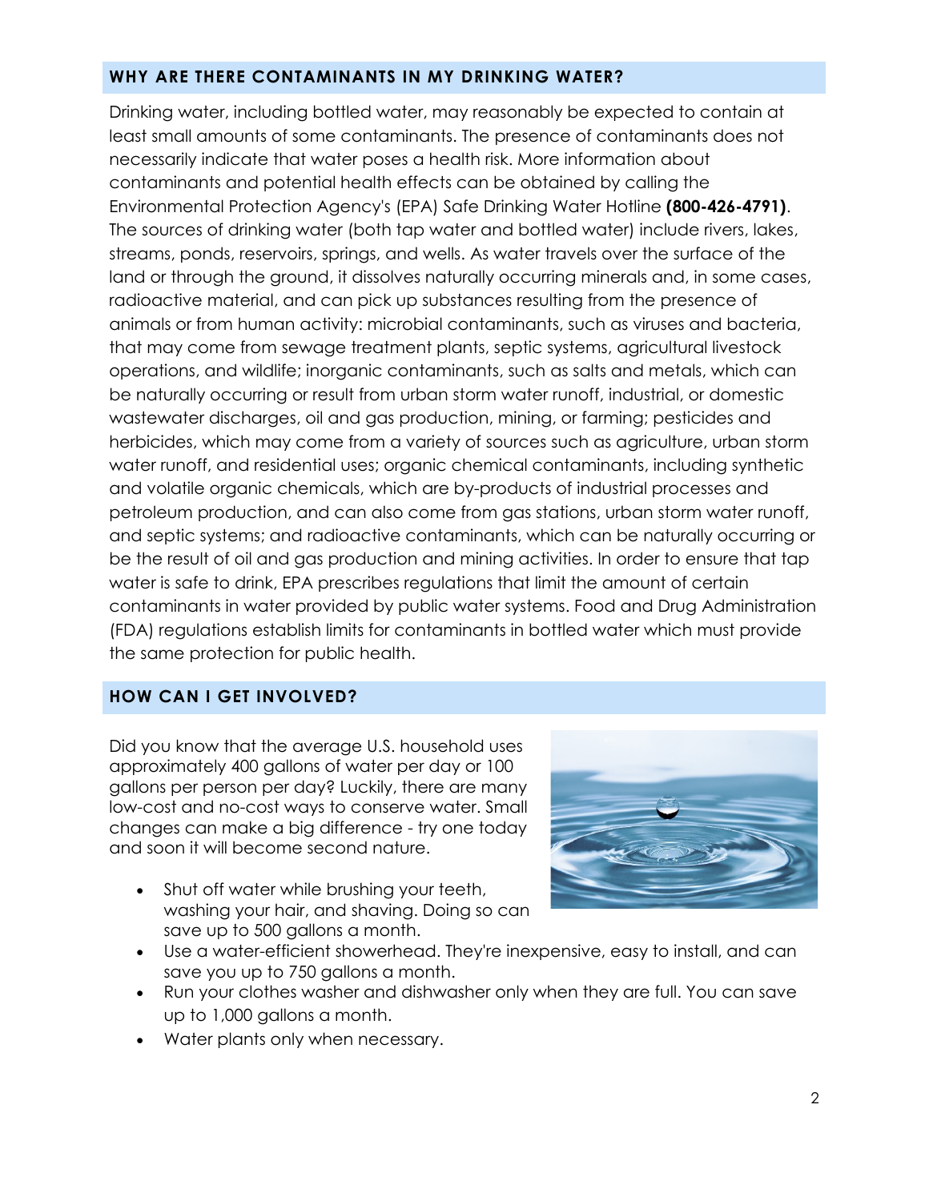## WHY ARE THERE CONTAMINANTS IN MY DRINKING WATER?

Drinking water, including bottled water, may reasonably be expected to contain at least small amounts of some contaminants. The presence of contaminants does not necessarily indicate that water poses a health risk. More information about contaminants and potential health effects can be obtained by calling the Environmental Protection Agency's (EPA) Safe Drinking Water Hotline **(800-426-4791)**. The sources of drinking water (both tap water and bottled water) include rivers, lakes, streams, ponds, reservoirs, springs, and wells. As water travels over the surface of the land or through the ground, it dissolves naturally occurring minerals and, in some cases, radioactive material, and can pick up substances resulting from the presence of animals or from human activity: microbial contaminants, such as viruses and bacteria, that may come from sewage treatment plants, septic systems, agricultural livestock operations, and wildlife; inorganic contaminants, such as salts and metals, which can be naturally occurring or result from urban storm water runoff, industrial, or domestic wastewater discharges, oil and gas production, mining, or farming; pesticides and herbicides, which may come from a variety of sources such as agriculture, urban storm water runoff, and residential uses; organic chemical contaminants, including synthetic and volatile organic chemicals, which are by-products of industrial processes and petroleum production, and can also come from gas stations, urban storm water runoff, and septic systems; and radioactive contaminants, which can be naturally occurring or be the result of oil and gas production and mining activities. In order to ensure that tap water is safe to drink, EPA prescribes regulations that limit the amount of certain contaminants in water provided by public water systems. Food and Drug Administration (FDA) regulations establish limits for contaminants in bottled water which must provide the same protection for public health.

## HOW CAN I GET INVOLVED?

Did you know that the average U.S. household uses approximately 400 gallons of water per day or 100 gallons per person per day? Luckily, there are many low-cost and no-cost ways to conserve water. Small changes can make a big difference - try one today and soon it will become second nature.

- Shut off water while brushing your teeth, washing your hair, and shaving. Doing so can save up to 500 gallons a month.
- Use a water-efficient showerhead. They're inexpensive, easy to install, and can save you up to 750 gallons a month.
- Run your clothes washer and dishwasher only when they are full. You can save up to 1,000 gallons a month.
- Water plants only when necessary.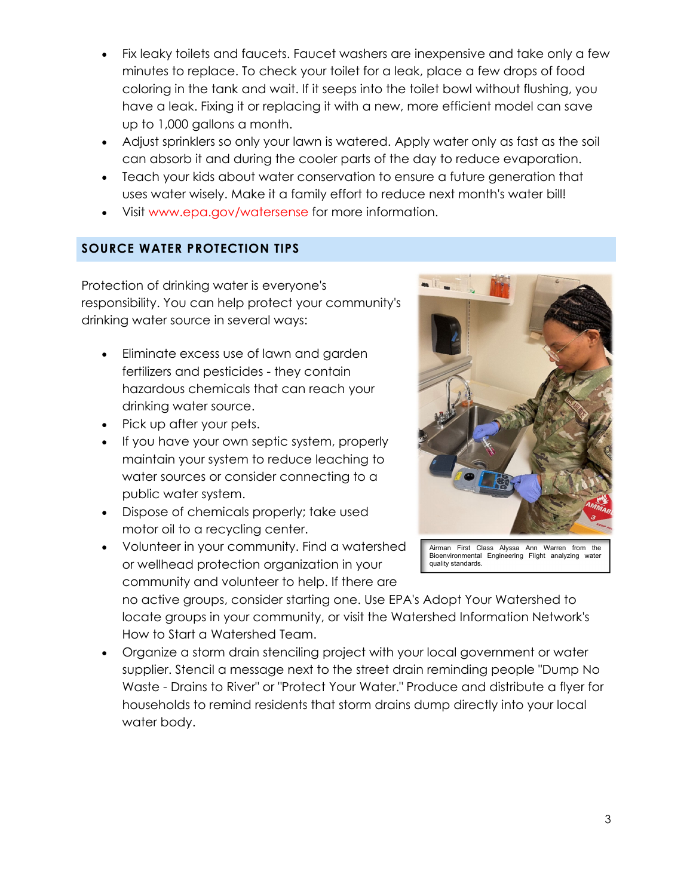- Fix leaky toilets and faucets. Faucet washers are inexpensive and take only a few minutes to replace. To check your toilet for a leak, place a few drops of food coloring in the tank and wait. If it seeps into the toilet bowl without flushing, you have a leak. Fixing it or replacing it with a new, more efficient model can save up to 1,000 gallons a month.
- Adjust sprinklers so only your lawn is watered. Apply water only as fast as the soil can absorb it and during the cooler parts of the day to reduce evaporation.
- Teach your kids about water conservation to ensure a future generation that uses water wisely. Make it a family effort to reduce next month's water bill!
- Visit www.epa.gov/watersense for more information.

## SOURCE WATER PROTECTION TIPS

Protection of drinking water is everyone's responsibility. You can help protect your community's drinking water source in several ways:

- Eliminate excess use of lawn and garden fertilizers and pesticides - they contain hazardous chemicals that can reach your drinking water source.
- Pick up after your pets.
- If you have your own septic system, properly maintain your system to reduce leaching to water sources or consider connecting to a public water system.
- Dispose of chemicals properly; take used motor oil to a recycling center.
- Volunteer in your community. Find a watershed or wellhead protection organization in your community and volunteer to help. If there are no active groups, consider starting one. Use EPA's Adopt Your Watershed to locate groups in your community, or visit the Watershed Information Network's How to Start a Watershed Team.
- Organize a storm drain stenciling project with your local government or water supplier. Stencil a message next to the street drain reminding people "Dump No Waste - Drains to River" or "Protect Your Water." Produce and distribute a flyer for households to remind residents that storm drains dump directly into your local water body.

Airman First Class Alyssa Ann Warren from the Bioenvironmental Engineering Flight analyzing water quality standards.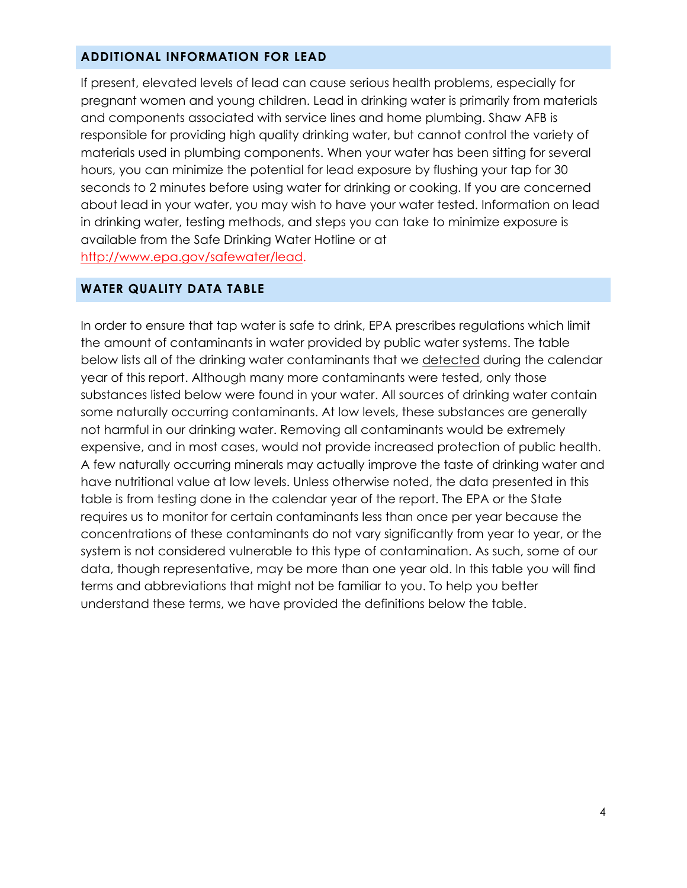## ADDITIONAL INFORMATION FOR LEAD

If present, elevated levels of lead can cause serious health problems, especially for pregnant women and young children. Lead in drinking water is primarily from materials and components associated with service lines and home plumbing. Shaw AFB is responsible for providing high quality drinking water, but cannot control the variety of materials used in plumbing components. When your water has been sitting for several hours, you can minimize the potential for lead exposure by flushing your tap for 30 seconds to 2 minutes before using water for drinking or cooking. If you are concerned about lead in your water, you may wish to have your water tested. Information on lead in drinking water, testing methods, and steps you can take to minimize exposure is available from the Safe Drinking Water Hotline or at http://www.epa.gov/safewater/lead.

## WATER QUALITY DATA TABLE

In order to ensure that tap water is safe to drink, EPA prescribes regulations which limit the amount of contaminants in water provided by public water systems. The table below lists all of the drinking water contaminants that we detected during the calendar year of this report. Although many more contaminants were tested, only those substances listed below were found in your water. All sources of drinking water contain some naturally occurring contaminants. At low levels, these substances are generally not harmful in our drinking water. Removing all contaminants would be extremely expensive, and in most cases, would not provide increased protection of public health. A few naturally occurring minerals may actually improve the taste of drinking water and have nutritional value at low levels. Unless otherwise noted, the data presented in this table is from testing done in the calendar year of the report. The EPA or the State requires us to monitor for certain contaminants less than once per year because the concentrations of these contaminants do not vary significantly from year to year, or the system is not considered vulnerable to this type of contamination. As such, some of our data, though representative, may be more than one year old. In this table you will find terms and abbreviations that might not be familiar to you. To help you better understand these terms, we have provided the definitions below the table.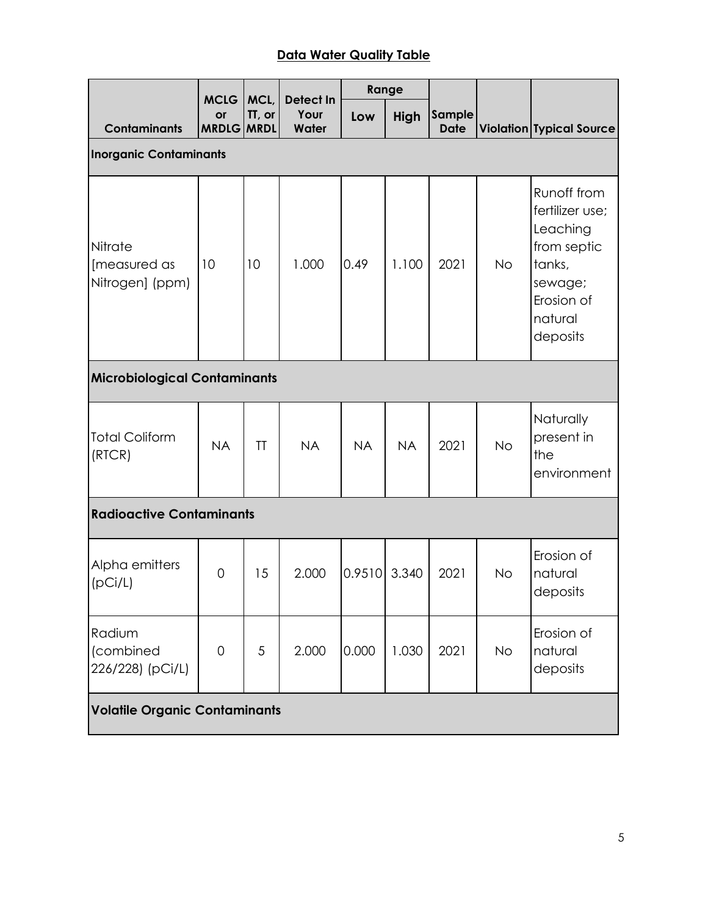**Data Water Quality Table**

| Contaminants | MCLG or MRDLG | MCL, TT, or MRDL | Detect In Your Water | Range | | Sample Date | Violation | Typical Source |
|---|---|---|---|---|---|---|---|---|
| | | | | Low | High | | | |
| **Inorganic Contaminants** | | | | | | | | |
| Nitrate [measured as Nitrogen] (ppm) | 10 | 10 | 1.000 | 0.49 | 1.100 | 2021 | No | Runoff from fertilizer use; Leaching from septic tanks, sewage; Erosion of natural deposits |
| **Microbiological Contaminants** | | | | | | | | |
| Total Coliform (RTCR) | NA | TT | NA | NA | NA | 2021 | No | Naturally present in the environment |
| **Radioactive Contaminants** | | | | | | | | |
| Alpha emitters (pCi/L) | 0 | 15 | 2.000 | 0.9510 | 3.340 | 2021 | No | Erosion of natural deposits |
| Radium (combined 226/228) (pCi/L) | 0 | 5 | 2.000 | 0.000 | 1.030 | 2021 | No | Erosion of natural deposits |
| **Volatile Organic Contaminants** | | | | | | | | |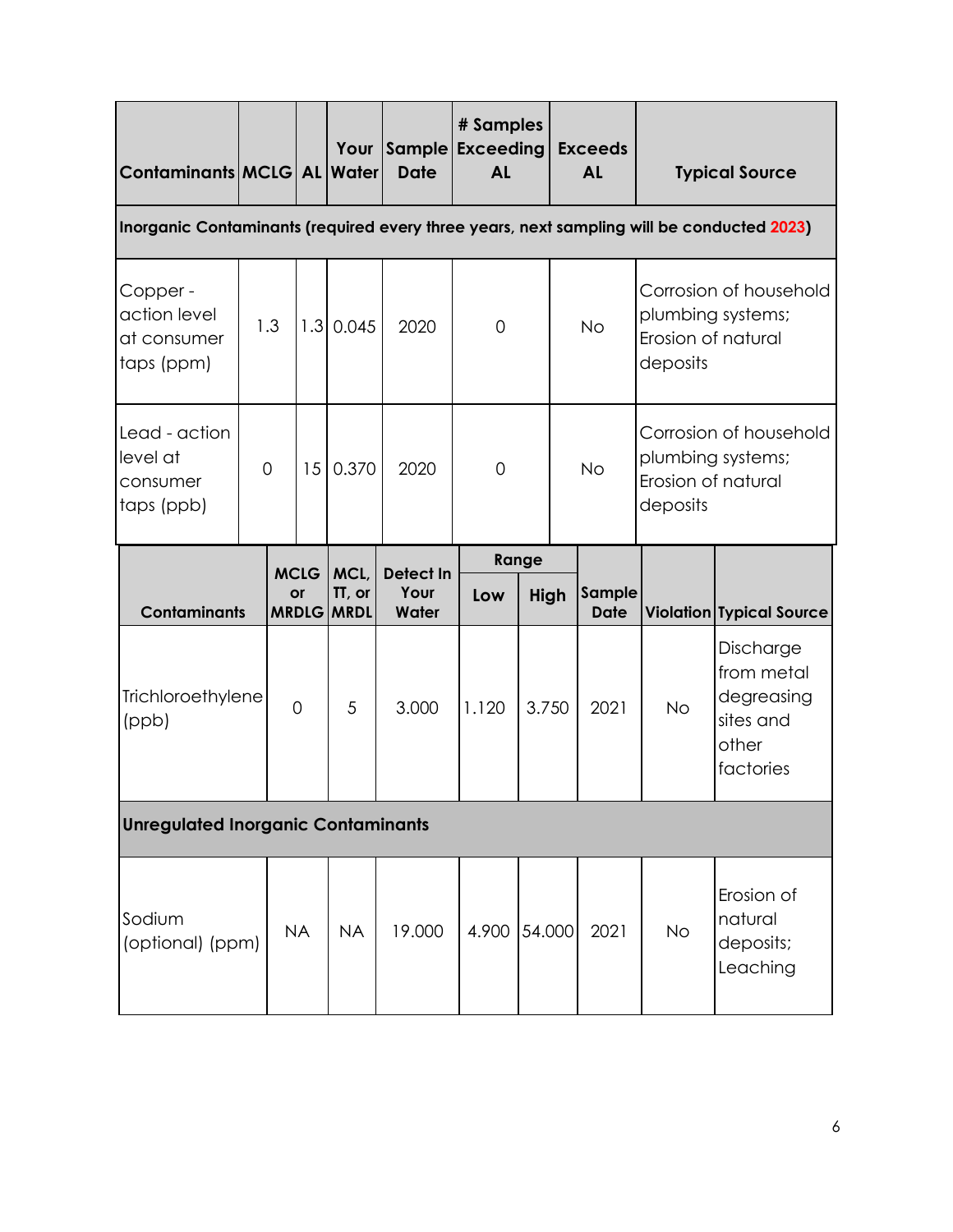| Contaminants | MCLG | AL | Your Water | Sample Date | # Samples Exceeding AL | Exceeds AL | Typical Source |
|---|---|---|---|---|---|---|---|
| **Inorganic Contaminants (required every three years, next sampling will be conducted 2023)** | | | | | | | |
| Copper - action level at consumer taps (ppm) | 1.3 | 1.3 | 0.045 | 2020 | 0 | No | Corrosion of household plumbing systems; Erosion of natural deposits |
| Lead - action level at consumer taps (ppb) | 0 | 15 | 0.370 | 2020 | 0 | No | Corrosion of household plumbing systems; Erosion of natural deposits |

| Contaminants | MCLG or MRDLG | MCL, TT, or MRDL | Detect In Your Water | Range | | Sample Date | Violation | Typical Source |
|---|---|---|---|---|---|---|---|---|
| | | | | Low | High | | | |
| Trichloroethylene (ppb) | 0 | 5 | 3.000 | 1.120 | 3.750 | 2021 | No | Discharge from metal degreasing sites and other factories |
| **Unregulated Inorganic Contaminants** | | | | | | | | |
| Sodium (optional) (ppm) | NA | NA | 19.000 | 4.900 | 54.000 | 2021 | No | Erosion of natural deposits; Leaching |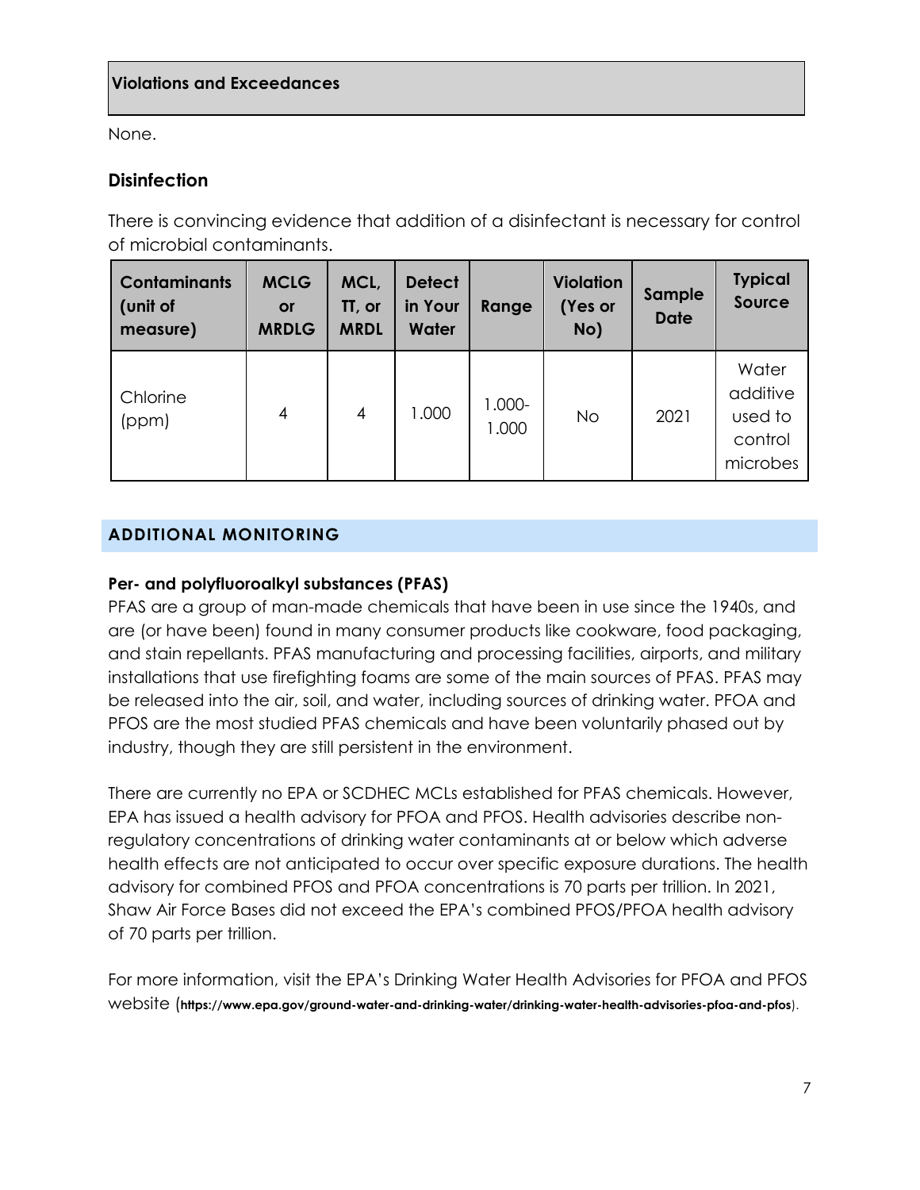### Violations and Exceedances

None.

## Disinfection

There is convincing evidence that addition of a disinfectant is necessary for control of microbial contaminants.

| Contaminants (unit of measure) | MCLG or MRDLG | MCL, TT, or MRDL | Detect in Your Water | Range | Violation (Yes or No) | Sample Date | Typical Source |
|---|---|---|---|---|---|---|---|
| Chlorine (ppm) | 4 | 4 | 1.000 | 1.000-1.000 | No | 2021 | Water additive used to control microbes |

## ADDITIONAL MONITORING

**Per- and polyfluoroalkyl substances (PFAS)**

PFAS are a group of man-made chemicals that have been in use since the 1940s, and are (or have been) found in many consumer products like cookware, food packaging, and stain repellants. PFAS manufacturing and processing facilities, airports, and military installations that use firefighting foams are some of the main sources of PFAS. PFAS may be released into the air, soil, and water, including sources of drinking water. PFOA and PFOS are the most studied PFAS chemicals and have been voluntarily phased out by industry, though they are still persistent in the environment.

There are currently no EPA or SCDHEC MCLs established for PFAS chemicals. However, EPA has issued a health advisory for PFOA and PFOS. Health advisories describe non-regulatory concentrations of drinking water contaminants at or below which adverse health effects are not anticipated to occur over specific exposure durations. The health advisory for combined PFOS and PFOA concentrations is 70 parts per trillion. In 2021, Shaw Air Force Bases did not exceed the EPA's combined PFOS/PFOA health advisory of 70 parts per trillion.

For more information, visit the EPA's Drinking Water Health Advisories for PFOA and PFOS website (**https://www.epa.gov/ground-water-and-drinking-water/drinking-water-health-advisories-pfoa-and-pfos**).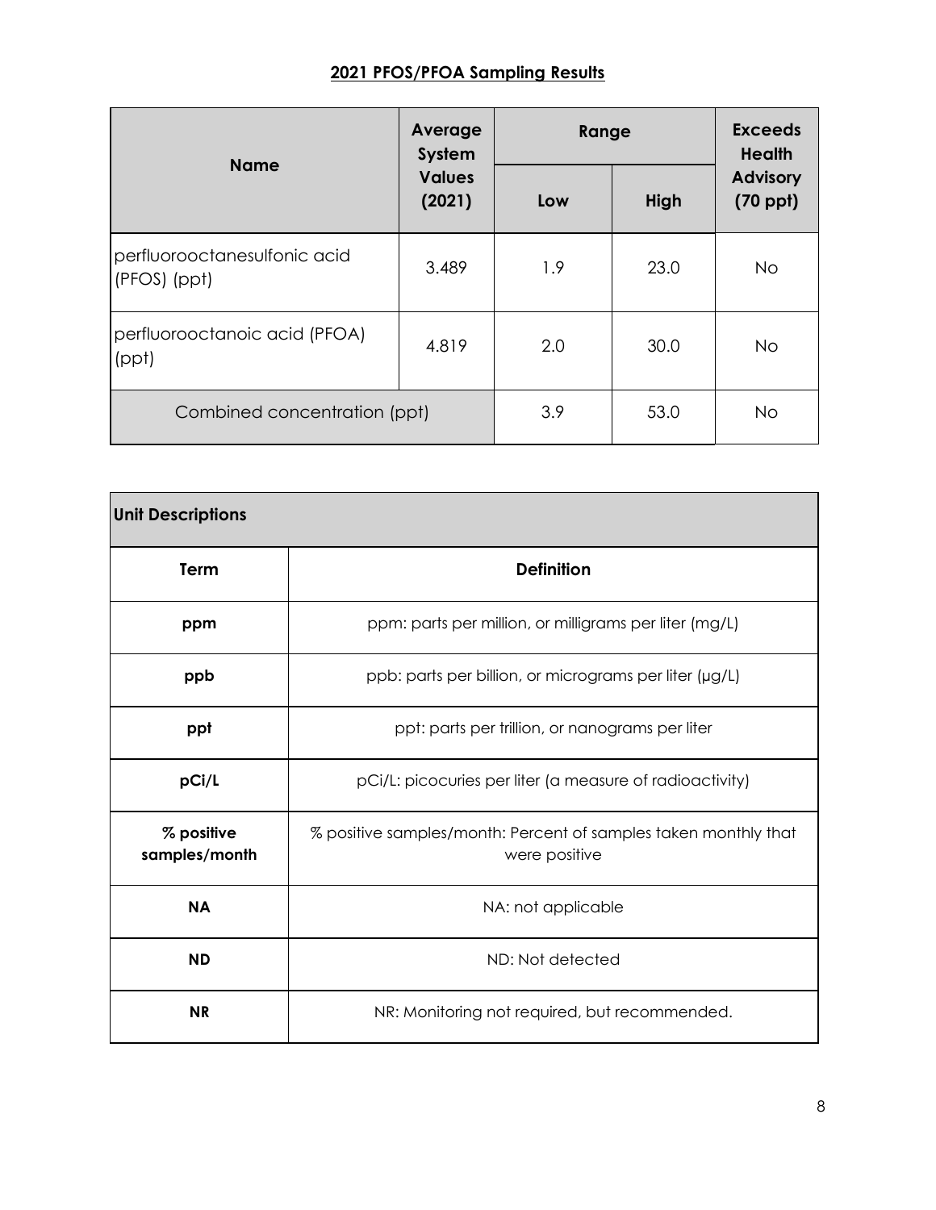## 2021 PFOS/PFOA Sampling Results

| Name | Average System Values (2021) | Range | | Exceeds Health Advisory (70 ppt) |
|---|---|---|---|---|
| | | Low | High | |
| perfluorooctanesulfonic acid (PFOS) (ppt) | 3.489 | 1.9 | 23.0 | No |
| perfluorooctanoic acid (PFOA) (ppt) | 4.819 | 2.0 | 30.0 | No |
| Combined concentration (ppt) | | 3.9 | 53.0 | No |

| Unit Descriptions | |
|---|---|
| **Term** | **Definition** |
| **ppm** | ppm: parts per million, or milligrams per liter (mg/L) |
| **ppb** | ppb: parts per billion, or micrograms per liter (µg/L) |
| **ppt** | ppt: parts per trillion, or nanograms per liter |
| **pCi/L** | pCi/L: picocuries per liter (a measure of radioactivity) |
| **% positive samples/month** | % positive samples/month: Percent of samples taken monthly that were positive |
| **NA** | NA: not applicable |
| **ND** | ND: Not detected |
| **NR** | NR: Monitoring not required, but recommended. |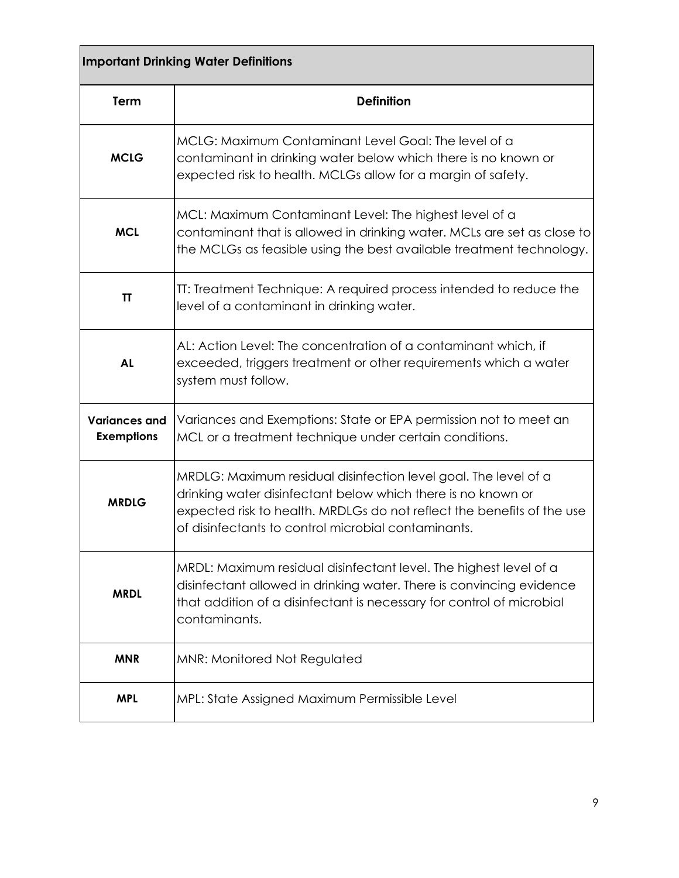| Important Drinking Water Definitions | |
|---|---|
| **Term** | **Definition** |
| **MCLG** | MCLG: Maximum Contaminant Level Goal: The level of a contaminant in drinking water below which there is no known or expected risk to health. MCLGs allow for a margin of safety. |
| **MCL** | MCL: Maximum Contaminant Level: The highest level of a contaminant that is allowed in drinking water. MCLs are set as close to the MCLGs as feasible using the best available treatment technology. |
| **TT** | TT: Treatment Technique: A required process intended to reduce the level of a contaminant in drinking water. |
| **AL** | AL: Action Level: The concentration of a contaminant which, if exceeded, triggers treatment or other requirements which a water system must follow. |
| **Variances and Exemptions** | Variances and Exemptions: State or EPA permission not to meet an MCL or a treatment technique under certain conditions. |
| **MRDLG** | MRDLG: Maximum residual disinfection level goal. The level of a drinking water disinfectant below which there is no known or expected risk to health. MRDLGs do not reflect the benefits of the use of disinfectants to control microbial contaminants. |
| **MRDL** | MRDL: Maximum residual disinfectant level. The highest level of a disinfectant allowed in drinking water. There is convincing evidence that addition of a disinfectant is necessary for control of microbial contaminants. |
| **MNR** | MNR: Monitored Not Regulated |
| **MPL** | MPL: State Assigned Maximum Permissible Level |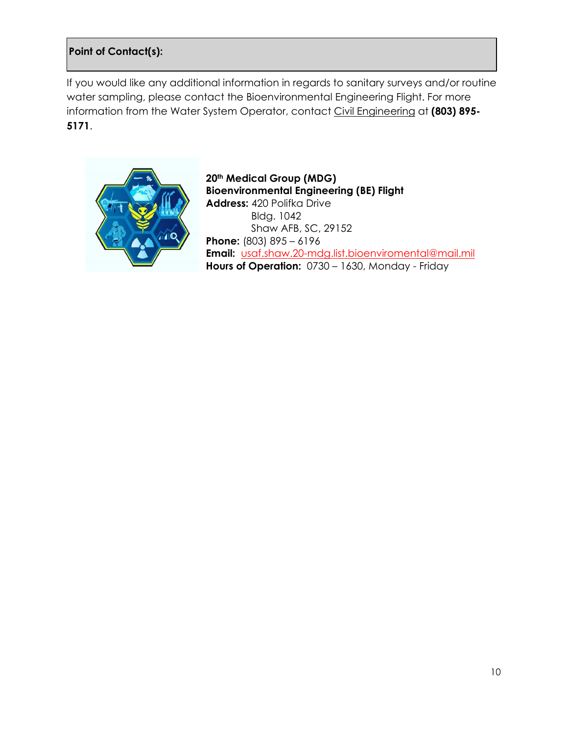**Point of Contact(s):**

If you would like any additional information in regards to sanitary surveys and/or routine water sampling, please contact the Bioenvironmental Engineering Flight. For more information from the Water System Operator, contact Civil Engineering at **(803) 895-5171**.

**20th Medical Group (MDG)**
**Bioenvironmental Engineering (BE) Flight**
**Address:** 420 Polifka Drive
Bldg. 1042
Shaw AFB, SC, 29152
**Phone:** (803) 895 – 6196
**Email:** usaf.shaw.20-mdg.list.bioenviromental@mail.mil
**Hours of Operation:** 0730 – 1630, Monday - Friday